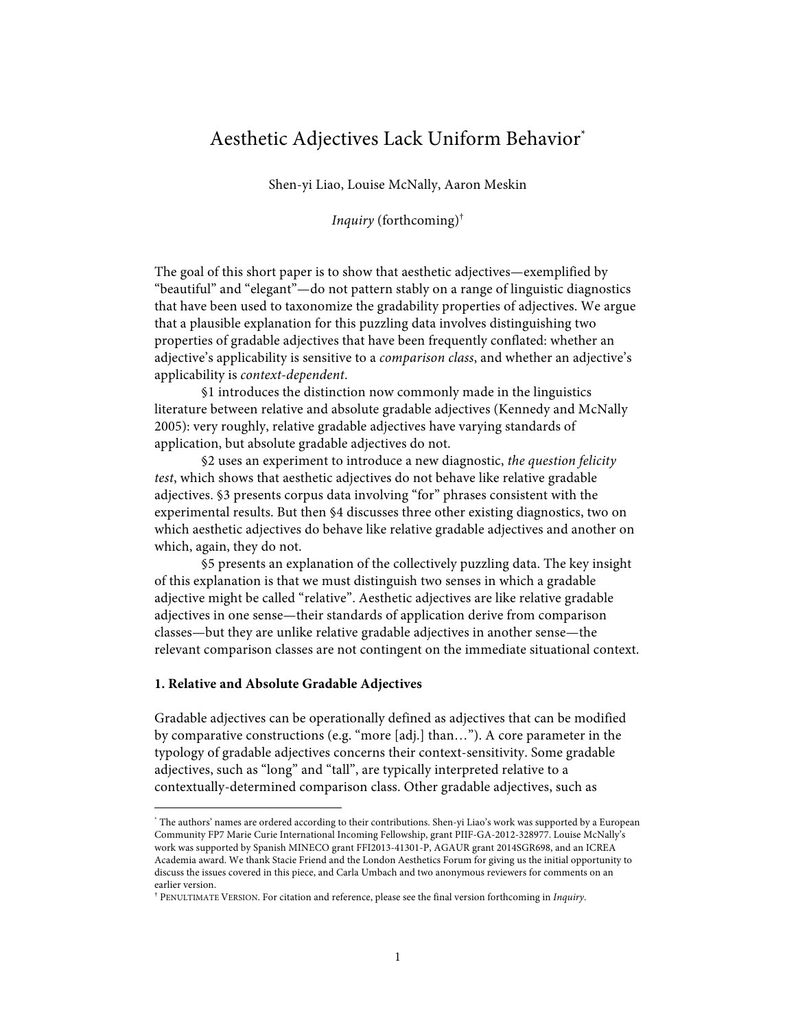# Aesthetic Adjectives Lack Uniform Behavior[*]

Shen-yi Liao, Louise McNally, Aaron Meskin

*Inquiry* (forthcoming)[†]

The goal of this short paper is to show that aesthetic adjectives—exemplified by "beautiful" and "elegant"—do not pattern stably on a range of linguistic diagnostics that have been used to taxonomize the gradability properties of adjectives. We argue that a plausible explanation for this puzzling data involves distinguishing two properties of gradable adjectives that have been frequently conflated: whether an adjective's applicability is sensitive to a *comparison class*, and whether an adjective's applicability is *context-dependent*.

§1 introduces the distinction now commonly made in the linguistics literature between relative and absolute gradable adjectives (Kennedy and McNally 2005): very roughly, relative gradable adjectives have varying standards of application, but absolute gradable adjectives do not.

§2 uses an experiment to introduce a new diagnostic, *the question felicity test*, which shows that aesthetic adjectives do not behave like relative gradable adjectives. §3 presents corpus data involving "for" phrases consistent with the experimental results. But then §4 discusses three other existing diagnostics, two on which aesthetic adjectives do behave like relative gradable adjectives and another on which, again, they do not.

§5 presents an explanation of the collectively puzzling data. The key insight of this explanation is that we must distinguish two senses in which a gradable adjective might be called "relative". Aesthetic adjectives are like relative gradable adjectives in one sense—their standards of application derive from comparison classes—but they are unlike relative gradable adjectives in another sense—the relevant comparison classes are not contingent on the immediate situational context.

## 1. Relative and Absolute Gradable Adjectives

Gradable adjectives can be operationally defined as adjectives that can be modified by comparative constructions (e.g. "more [adj.] than…"). A core parameter in the typology of gradable adjectives concerns their context-sensitivity. Some gradable adjectives, such as "long" and "tall", are typically interpreted relative to a contextually-determined comparison class. Other gradable adjectives, such as

---

[*] The authors' names are ordered according to their contributions. Shen-yi Liao's work was supported by a European Community FP7 Marie Curie International Incoming Fellowship, grant PIIF-GA-2012-328977. Louise McNally's work was supported by Spanish MINECO grant FFI2013-41301-P, AGAUR grant 2014SGR698, and an ICREA Academia award. We thank Stacie Friend and the London Aesthetics Forum for giving us the initial opportunity to discuss the issues covered in this piece, and Carla Umbach and two anonymous reviewers for comments on an earlier version.

[†] Penultimate Version. For citation and reference, please see the final version forthcoming in *Inquiry*.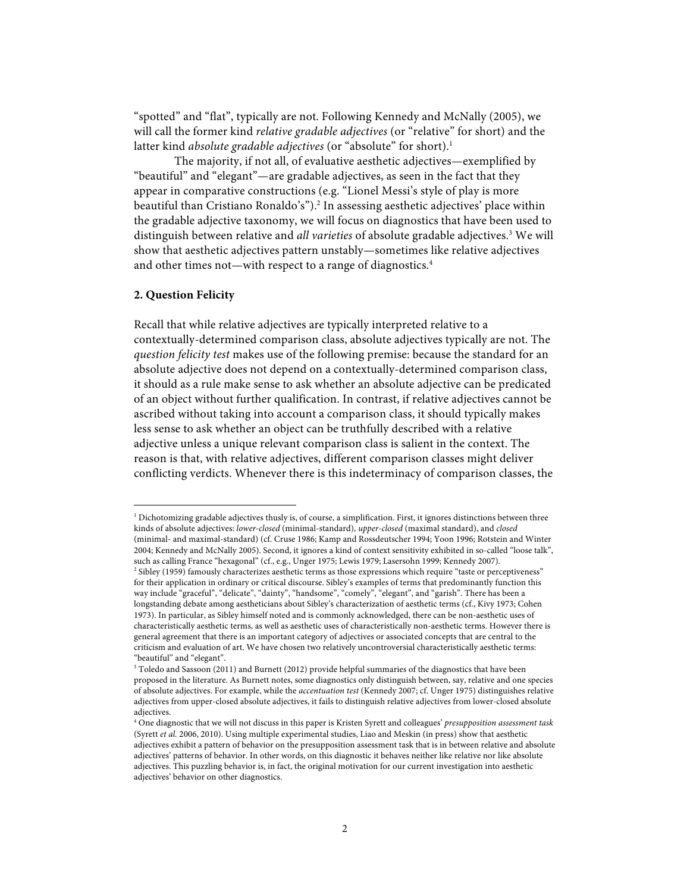"spotted" and "flat", typically are not. Following Kennedy and McNally (2005), we will call the former kind *relative gradable adjectives* (or "relative" for short) and the latter kind *absolute gradable adjectives* (or "absolute" for short).[1]

The majority, if not all, of evaluative aesthetic adjectives—exemplified by "beautiful" and "elegant"—are gradable adjectives, as seen in the fact that they appear in comparative constructions (e.g. "Lionel Messi's style of play is more beautiful than Cristiano Ronaldo's").[2] In assessing aesthetic adjectives' place within the gradable adjective taxonomy, we will focus on diagnostics that have been used to distinguish between relative and *all varieties* of absolute gradable adjectives.[3] We will show that aesthetic adjectives pattern unstably—sometimes like relative adjectives and other times not—with respect to a range of diagnostics.[4]

## 2. Question Felicity

Recall that while relative adjectives are typically interpreted relative to a contextually-determined comparison class, absolute adjectives typically are not. The *question felicity test* makes use of the following premise: because the standard for an absolute adjective does not depend on a contextually-determined comparison class, it should as a rule make sense to ask whether an absolute adjective can be predicated of an object without further qualification. In contrast, if relative adjectives cannot be ascribed without taking into account a comparison class, it should typically makes less sense to ask whether an object can be truthfully described with a relative adjective unless a unique relevant comparison class is salient in the context. The reason is that, with relative adjectives, different comparison classes might deliver conflicting verdicts. Whenever there is this indeterminacy of comparison classes, the

---

[1] Dichotomizing gradable adjectives thusly is, of course, a simplification. First, it ignores distinctions between three kinds of absolute adjectives: *lower-closed* (minimal-standard), *upper-closed* (maximal standard), and *closed* (minimal- and maximal-standard) (cf. Cruse 1986; Kamp and Rossdeutscher 1994; Yoon 1996; Rotstein and Winter 2004; Kennedy and McNally 2005). Second, it ignores a kind of context sensitivity exhibited in so-called "loose talk", such as calling France "hexagonal" (cf., e.g., Unger 1975; Lewis 1979; Lasersohn 1999; Kennedy 2007).

[2] Sibley (1959) famously characterizes aesthetic terms as those expressions which require "taste or perceptiveness" for their application in ordinary or critical discourse. Sibley's examples of terms that predominantly function this way include "graceful", "delicate", "dainty", "handsome", "comely", "elegant", and "garish". There has been a longstanding debate among aestheticians about Sibley's characterization of aesthetic terms (cf., Kivy 1973; Cohen 1973). In particular, as Sibley himself noted and is commonly acknowledged, there can be non-aesthetic uses of characteristically aesthetic terms, as well as aesthetic uses of characteristically non-aesthetic terms. However there is general agreement that there is an important category of adjectives or associated concepts that are central to the criticism and evaluation of art. We have chosen two relatively uncontroversial characteristically aesthetic terms: "beautiful" and "elegant".

[3] Toledo and Sassoon (2011) and Burnett (2012) provide helpful summaries of the diagnostics that have been proposed in the literature. As Burnett notes, some diagnostics only distinguish between, say, relative and one species of absolute adjectives. For example, while the *accentuation test* (Kennedy 2007; cf. Unger 1975) distinguishes relative adjectives from upper-closed absolute adjectives, it fails to distinguish relative adjectives from lower-closed absolute adjectives.

[4] One diagnostic that we will not discuss in this paper is Kristen Syrett and colleagues' *presupposition assessment task* (Syrett *et al.* 2006, 2010). Using multiple experimental studies, Liao and Meskin (in press) show that aesthetic adjectives exhibit a pattern of behavior on the presupposition assessment task that is in between relative and absolute adjectives' patterns of behavior. In other words, on this diagnostic it behaves neither like relative nor like absolute adjectives. This puzzling behavior is, in fact, the original motivation for our current investigation into aesthetic adjectives' behavior on other diagnostics.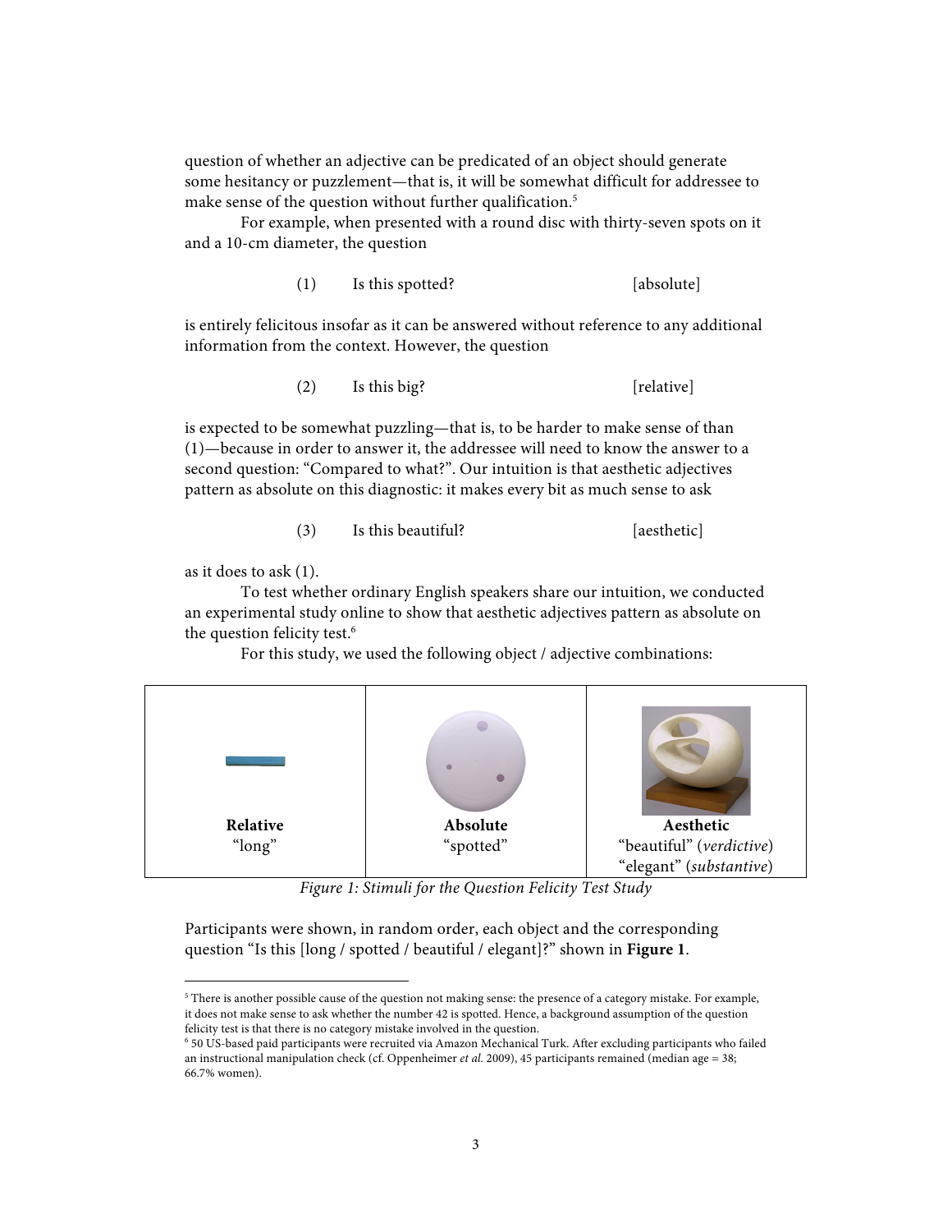question of whether an adjective can be predicated of an object should generate some hesitancy or puzzlement—that is, it will be somewhat difficult for addressee to make sense of the question without further qualification.[5]

For example, when presented with a round disc with thirty-seven spots on it and a 10-cm diameter, the question

(1) Is this spotted? [absolute]

is entirely felicitous insofar as it can be answered without reference to any additional information from the context. However, the question

(2) Is this big? [relative]

is expected to be somewhat puzzling—that is, to be harder to make sense of than (1)—because in order to answer it, the addressee will need to know the answer to a second question: "Compared to what?". Our intuition is that aesthetic adjectives pattern as absolute on this diagnostic: it makes every bit as much sense to ask

(3) Is this beautiful? [aesthetic]

as it does to ask (1).

To test whether ordinary English speakers share our intuition, we conducted an experimental study online to show that aesthetic adjectives pattern as absolute on the question felicity test.[6]

For this study, we used the following object / adjective combinations:

| **Relative** "long" | **Absolute** "spotted" | **Aesthetic** "beautiful" (*verdictive*) "elegant" (*substantive*) |
|---|---|---|

*Figure 1: Stimuli for the Question Felicity Test Study*

Participants were shown, in random order, each object and the corresponding question "Is this [long / spotted / beautiful / elegant]?" shown in **Figure 1**.

---

[5] There is another possible cause of the question not making sense: the presence of a category mistake. For example, it does not make sense to ask whether the number 42 is spotted. Hence, a background assumption of the question felicity test is that there is no category mistake involved in the question.

[6] 50 US-based paid participants were recruited via Amazon Mechanical Turk. After excluding participants who failed an instructional manipulation check (cf. Oppenheimer *et al.* 2009), 45 participants remained (median age = 38; 66.7% women).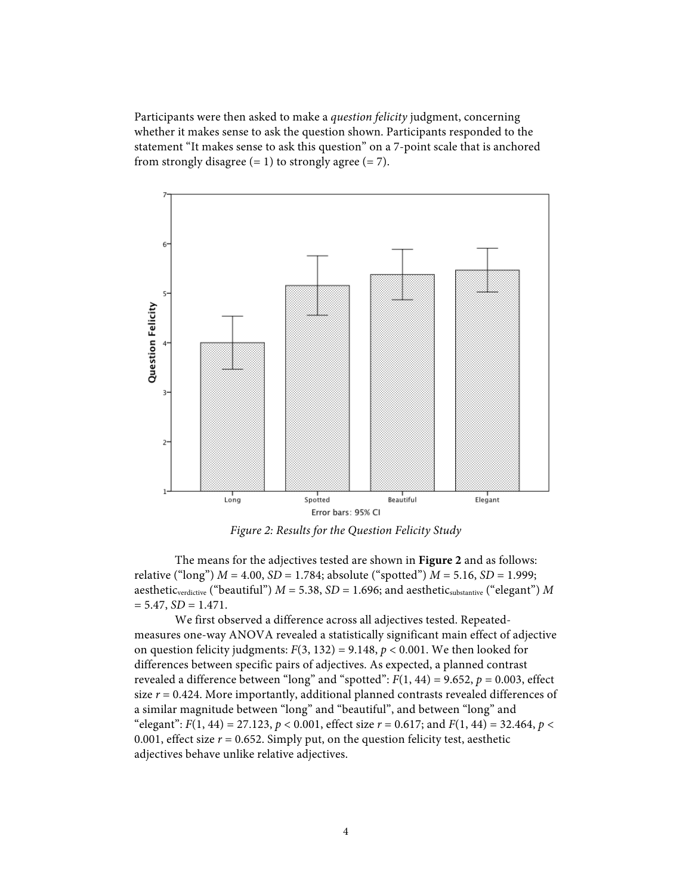Participants were then asked to make a *question felicity* judgment, concerning whether it makes sense to ask the question shown. Participants responded to the statement "It makes sense to ask this question" on a 7-point scale that is anchored from strongly disagree (= 1) to strongly agree (= 7).

*Figure 2: Results for the Question Felicity Study*

The means for the adjectives tested are shown in **Figure 2** and as follows: relative ("long") $M = 4.00$, $SD = 1.784$; absolute ("spotted") $M = 5.16$, $SD = 1.999$; aesthetic$_{verdictive}$ ("beautiful") $M = 5.38$, $SD = 1.696$; and aesthetic$_{substantive}$ ("elegant") $M = 5.47$, $SD = 1.471$.

We first observed a difference across all adjectives tested. Repeated-measures one-way ANOVA revealed a statistically significant main effect of adjective on question felicity judgments: $F(3, 132) = 9.148$, $p < 0.001$. We then looked for differences between specific pairs of adjectives. As expected, a planned contrast revealed a difference between "long" and "spotted": $F(1, 44) = 9.652$, $p = 0.003$, effect size $r = 0.424$. More importantly, additional planned contrasts revealed differences of a similar magnitude between "long" and "beautiful", and between "long" and "elegant": $F(1, 44) = 27.123$, $p < 0.001$, effect size $r = 0.617$; and $F(1, 44) = 32.464$, $p < 0.001$, effect size $r = 0.652$. Simply put, on the question felicity test, aesthetic adjectives behave unlike relative adjectives.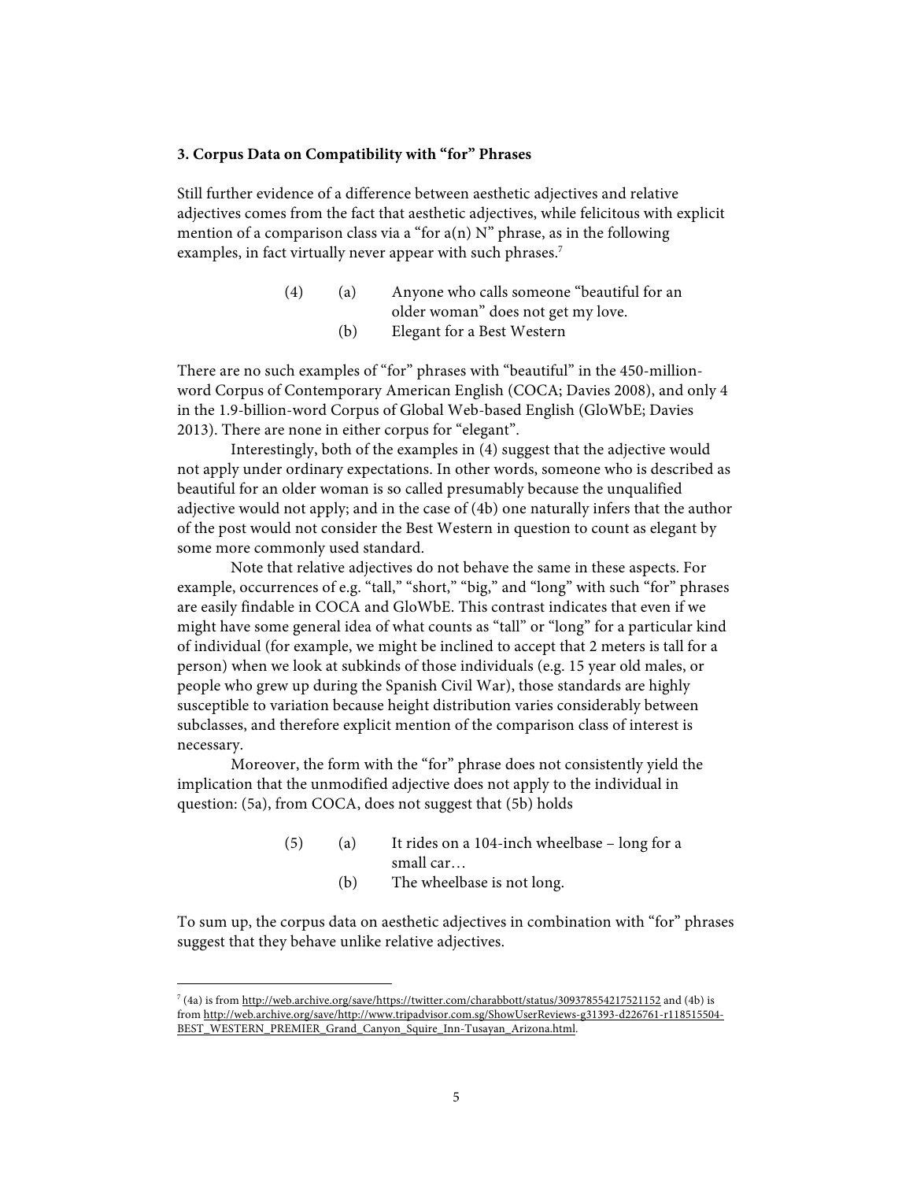**3. Corpus Data on Compatibility with "for" Phrases**

Still further evidence of a difference between aesthetic adjectives and relative adjectives comes from the fact that aesthetic adjectives, while felicitous with explicit mention of a comparison class via a "for a(n) N" phrase, as in the following examples, in fact virtually never appear with such phrases.[7]

(4) (a) Anyone who calls someone "beautiful for an older woman" does not get my love.
(b) Elegant for a Best Western

There are no such examples of "for" phrases with "beautiful" in the 450-million-word Corpus of Contemporary American English (COCA; Davies 2008), and only 4 in the 1.9-billion-word Corpus of Global Web-based English (GloWbE; Davies 2013). There are none in either corpus for "elegant".

Interestingly, both of the examples in (4) suggest that the adjective would not apply under ordinary expectations. In other words, someone who is described as beautiful for an older woman is so called presumably because the unqualified adjective would not apply; and in the case of (4b) one naturally infers that the author of the post would not consider the Best Western in question to count as elegant by some more commonly used standard.

Note that relative adjectives do not behave the same in these aspects. For example, occurrences of e.g. "tall," "short," "big," and "long" with such "for" phrases are easily findable in COCA and GloWbE. This contrast indicates that even if we might have some general idea of what counts as "tall" or "long" for a particular kind of individual (for example, we might be inclined to accept that 2 meters is tall for a person) when we look at subkinds of those individuals (e.g. 15 year old males, or people who grew up during the Spanish Civil War), those standards are highly susceptible to variation because height distribution varies considerably between subclasses, and therefore explicit mention of the comparison class of interest is necessary.

Moreover, the form with the "for" phrase does not consistently yield the implication that the unmodified adjective does not apply to the individual in question: (5a), from COCA, does not suggest that (5b) holds

(5) (a) It rides on a 104-inch wheelbase – long for a small car…
(b) The wheelbase is not long.

To sum up, the corpus data on aesthetic adjectives in combination with "for" phrases suggest that they behave unlike relative adjectives.

[7] (4a) is from http://web.archive.org/save/https://twitter.com/charabbott/status/309378554217521152 and (4b) is from http://web.archive.org/save/http://www.tripadvisor.com.sg/ShowUserReviews-g31393-d226761-r118515504-BEST_WESTERN_PREMIER_Grand_Canyon_Squire_Inn-Tusayan_Arizona.html.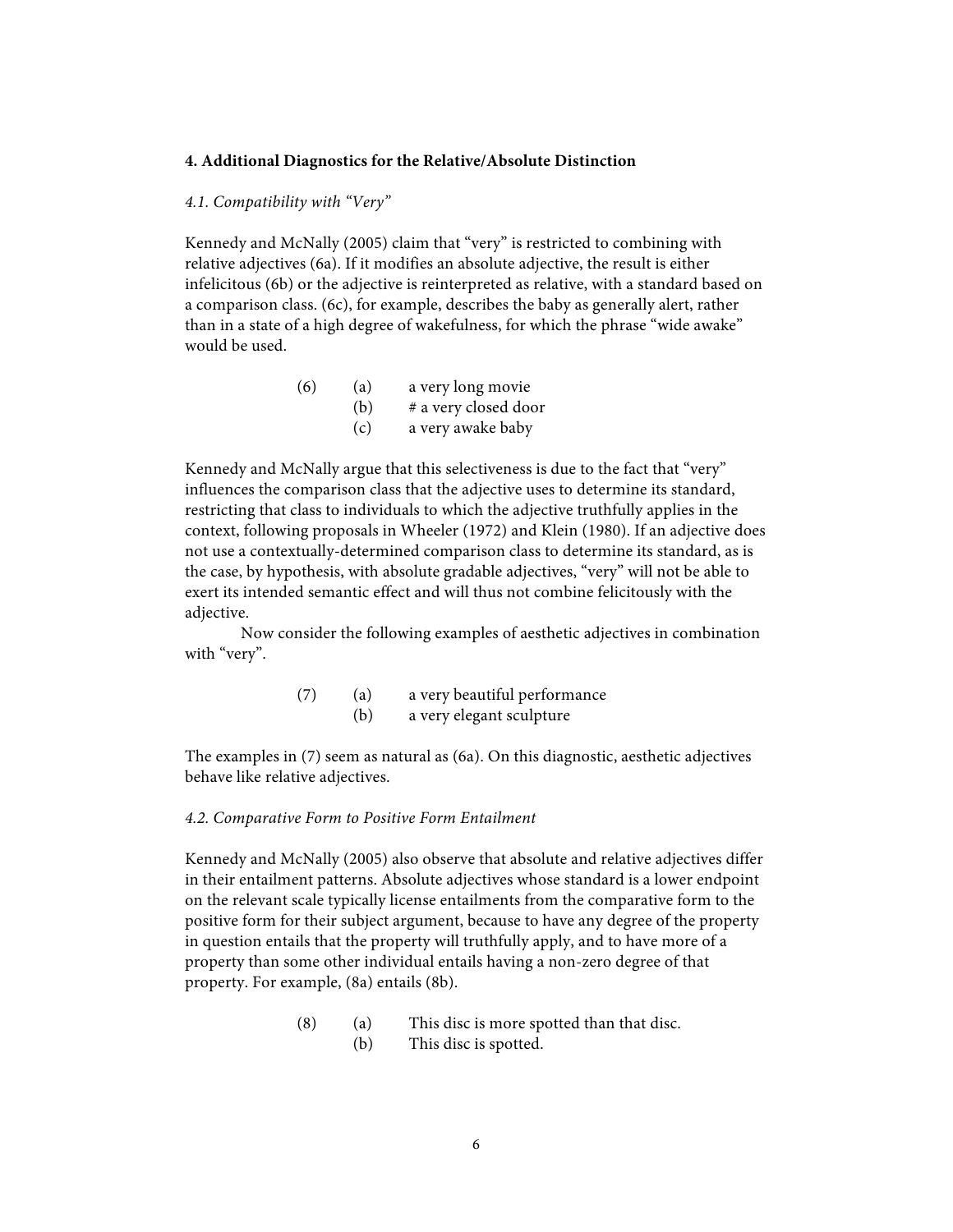### 4. Additional Diagnostics for the Relative/Absolute Distinction

*4.1. Compatibility with "Very"*

Kennedy and McNally (2005) claim that "very" is restricted to combining with relative adjectives (6a). If it modifies an absolute adjective, the result is either infelicitous (6b) or the adjective is reinterpreted as relative, with a standard based on a comparison class. (6c), for example, describes the baby as generally alert, rather than in a state of a high degree of wakefulness, for which the phrase "wide awake" would be used.

(6) (a) a very long movie
(b) # a very closed door
(c) a very awake baby

Kennedy and McNally argue that this selectiveness is due to the fact that "very" influences the comparison class that the adjective uses to determine its standard, restricting that class to individuals to which the adjective truthfully applies in the context, following proposals in Wheeler (1972) and Klein (1980). If an adjective does not use a contextually-determined comparison class to determine its standard, as is the case, by hypothesis, with absolute gradable adjectives, "very" will not be able to exert its intended semantic effect and will thus not combine felicitously with the adjective.

Now consider the following examples of aesthetic adjectives in combination with "very".

(7) (a) a very beautiful performance
(b) a very elegant sculpture

The examples in (7) seem as natural as (6a). On this diagnostic, aesthetic adjectives behave like relative adjectives.

*4.2. Comparative Form to Positive Form Entailment*

Kennedy and McNally (2005) also observe that absolute and relative adjectives differ in their entailment patterns. Absolute adjectives whose standard is a lower endpoint on the relevant scale typically license entailments from the comparative form to the positive form for their subject argument, because to have any degree of the property in question entails that the property will truthfully apply, and to have more of a property than some other individual entails having a non-zero degree of that property. For example, (8a) entails (8b).

(8) (a) This disc is more spotted than that disc.
(b) This disc is spotted.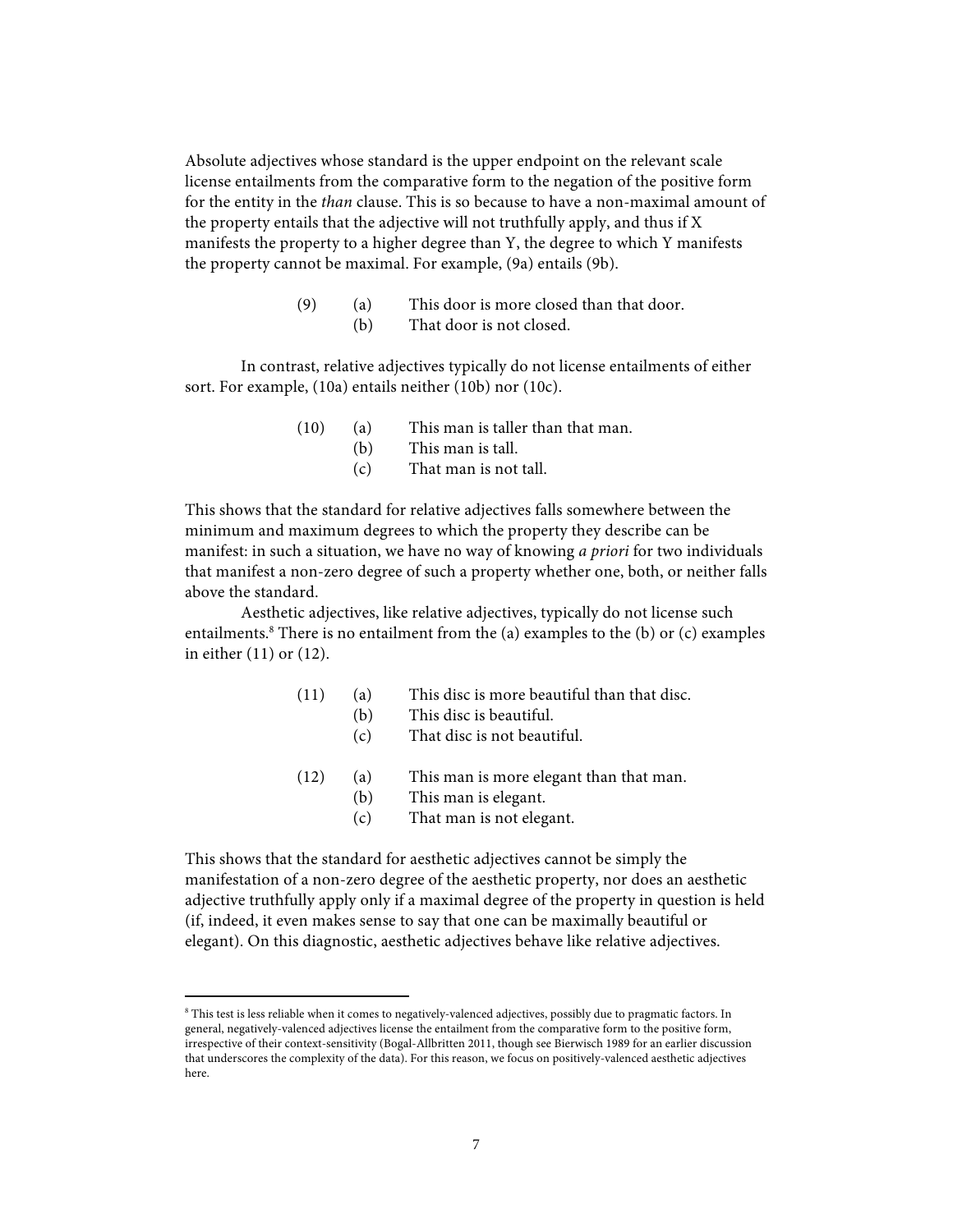Absolute adjectives whose standard is the upper endpoint on the relevant scale license entailments from the comparative form to the negation of the positive form for the entity in the *than* clause. This is so because to have a non-maximal amount of the property entails that the adjective will not truthfully apply, and thus if X manifests the property to a higher degree than Y, the degree to which Y manifests the property cannot be maximal. For example, (9a) entails (9b).

(9) (a) This door is more closed than that door.
  (b) That door is not closed.

In contrast, relative adjectives typically do not license entailments of either sort. For example, (10a) entails neither (10b) nor (10c).

(10) (a) This man is taller than that man.
  (b) This man is tall.
  (c) That man is not tall.

This shows that the standard for relative adjectives falls somewhere between the minimum and maximum degrees to which the property they describe can be manifest: in such a situation, we have no way of knowing *a priori* for two individuals that manifest a non-zero degree of such a property whether one, both, or neither falls above the standard.

Aesthetic adjectives, like relative adjectives, typically do not license such entailments.[8] There is no entailment from the (a) examples to the (b) or (c) examples in either (11) or (12).

(11) (a) This disc is more beautiful than that disc.
  (b) This disc is beautiful.
  (c) That disc is not beautiful.

(12) (a) This man is more elegant than that man.
  (b) This man is elegant.
  (c) That man is not elegant.

This shows that the standard for aesthetic adjectives cannot be simply the manifestation of a non-zero degree of the aesthetic property, nor does an aesthetic adjective truthfully apply only if a maximal degree of the property in question is held (if, indeed, it even makes sense to say that one can be maximally beautiful or elegant). On this diagnostic, aesthetic adjectives behave like relative adjectives.

[8] This test is less reliable when it comes to negatively-valenced adjectives, possibly due to pragmatic factors. In general, negatively-valenced adjectives license the entailment from the comparative form to the positive form, irrespective of their context-sensitivity (Bogal-Allbritten 2011, though see Bierwisch 1989 for an earlier discussion that underscores the complexity of the data). For this reason, we focus on positively-valenced aesthetic adjectives here.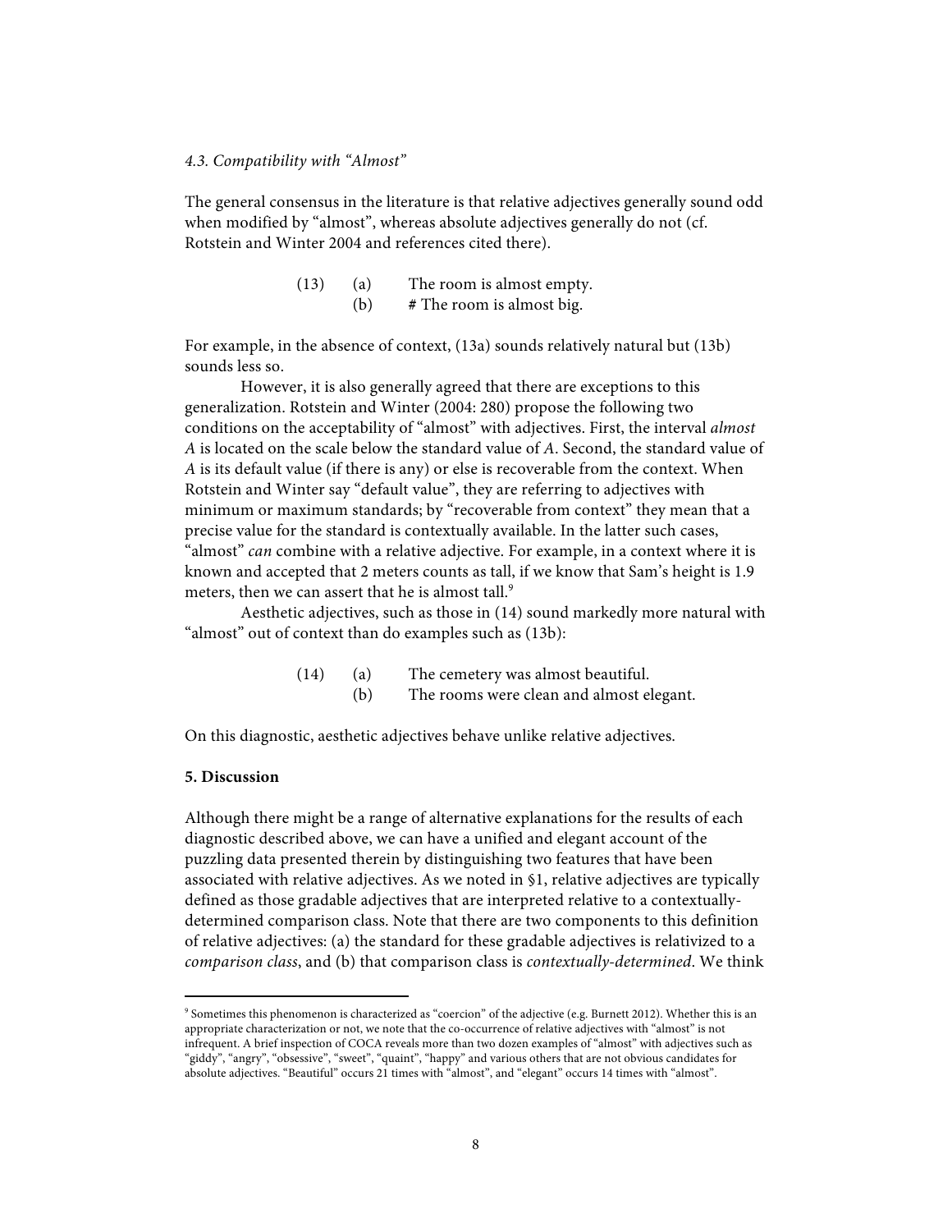*4.3. Compatibility with "Almost"*

The general consensus in the literature is that relative adjectives generally sound odd when modified by "almost", whereas absolute adjectives generally do not (cf. Rotstein and Winter 2004 and references cited there).

(13) (a) The room is almost empty.
(b) # The room is almost big.

For example, in the absence of context, (13a) sounds relatively natural but (13b) sounds less so.

However, it is also generally agreed that there are exceptions to this generalization. Rotstein and Winter (2004: 280) propose the following two conditions on the acceptability of "almost" with adjectives. First, the interval *almost A* is located on the scale below the standard value of *A*. Second, the standard value of *A* is its default value (if there is any) or else is recoverable from the context. When Rotstein and Winter say "default value", they are referring to adjectives with minimum or maximum standards; by "recoverable from context" they mean that a precise value for the standard is contextually available. In the latter such cases, "almost" *can* combine with a relative adjective. For example, in a context where it is known and accepted that 2 meters counts as tall, if we know that Sam's height is 1.9 meters, then we can assert that he is almost tall.[9]

Aesthetic adjectives, such as those in (14) sound markedly more natural with "almost" out of context than do examples such as (13b):

(14) (a) The cemetery was almost beautiful.
(b) The rooms were clean and almost elegant.

On this diagnostic, aesthetic adjectives behave unlike relative adjectives.

**5. Discussion**

Although there might be a range of alternative explanations for the results of each diagnostic described above, we can have a unified and elegant account of the puzzling data presented therein by distinguishing two features that have been associated with relative adjectives. As we noted in §1, relative adjectives are typically defined as those gradable adjectives that are interpreted relative to a contextually-determined comparison class. Note that there are two components to this definition of relative adjectives: (a) the standard for these gradable adjectives is relativized to a *comparison class*, and (b) that comparison class is *contextually-determined*. We think

[9] Sometimes this phenomenon is characterized as "coercion" of the adjective (e.g. Burnett 2012). Whether this is an appropriate characterization or not, we note that the co-occurrence of relative adjectives with "almost" is not infrequent. A brief inspection of COCA reveals more than two dozen examples of "almost" with adjectives such as "giddy", "angry", "obsessive", "sweet", "quaint", "happy" and various others that are not obvious candidates for absolute adjectives. "Beautiful" occurs 21 times with "almost", and "elegant" occurs 14 times with "almost".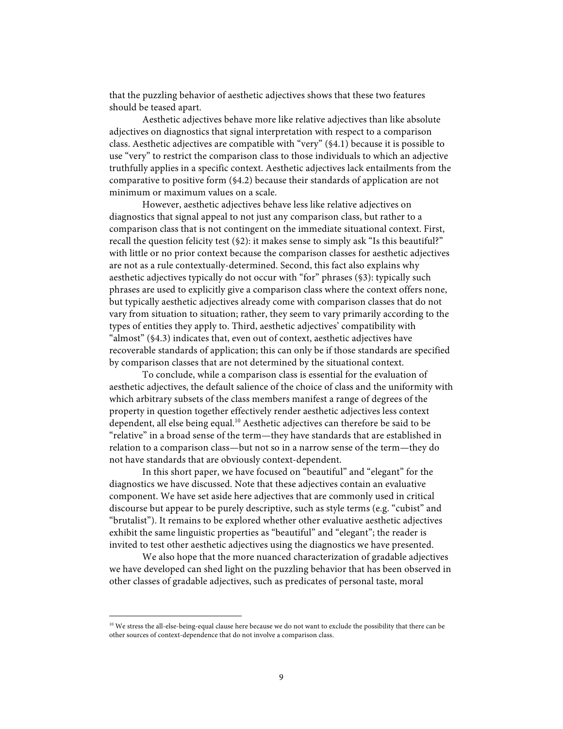that the puzzling behavior of aesthetic adjectives shows that these two features should be teased apart.

Aesthetic adjectives behave more like relative adjectives than like absolute adjectives on diagnostics that signal interpretation with respect to a comparison class. Aesthetic adjectives are compatible with "very" (§4.1) because it is possible to use "very" to restrict the comparison class to those individuals to which an adjective truthfully applies in a specific context. Aesthetic adjectives lack entailments from the comparative to positive form (§4.2) because their standards of application are not minimum or maximum values on a scale.

However, aesthetic adjectives behave less like relative adjectives on diagnostics that signal appeal to not just any comparison class, but rather to a comparison class that is not contingent on the immediate situational context. First, recall the question felicity test (§2): it makes sense to simply ask "Is this beautiful?" with little or no prior context because the comparison classes for aesthetic adjectives are not as a rule contextually-determined. Second, this fact also explains why aesthetic adjectives typically do not occur with "for" phrases (§3): typically such phrases are used to explicitly give a comparison class where the context offers none, but typically aesthetic adjectives already come with comparison classes that do not vary from situation to situation; rather, they seem to vary primarily according to the types of entities they apply to. Third, aesthetic adjectives' compatibility with "almost" (§4.3) indicates that, even out of context, aesthetic adjectives have recoverable standards of application; this can only be if those standards are specified by comparison classes that are not determined by the situational context.

To conclude, while a comparison class is essential for the evaluation of aesthetic adjectives, the default salience of the choice of class and the uniformity with which arbitrary subsets of the class members manifest a range of degrees of the property in question together effectively render aesthetic adjectives less context dependent, all else being equal.[10] Aesthetic adjectives can therefore be said to be "relative" in a broad sense of the term—they have standards that are established in relation to a comparison class—but not so in a narrow sense of the term—they do not have standards that are obviously context-dependent.

In this short paper, we have focused on "beautiful" and "elegant" for the diagnostics we have discussed. Note that these adjectives contain an evaluative component. We have set aside here adjectives that are commonly used in critical discourse but appear to be purely descriptive, such as style terms (e.g. "cubist" and "brutalist"). It remains to be explored whether other evaluative aesthetic adjectives exhibit the same linguistic properties as "beautiful" and "elegant"; the reader is invited to test other aesthetic adjectives using the diagnostics we have presented.

We also hope that the more nuanced characterization of gradable adjectives we have developed can shed light on the puzzling behavior that has been observed in other classes of gradable adjectives, such as predicates of personal taste, moral

---

[10] We stress the all-else-being-equal clause here because we do not want to exclude the possibility that there can be other sources of context-dependence that do not involve a comparison class.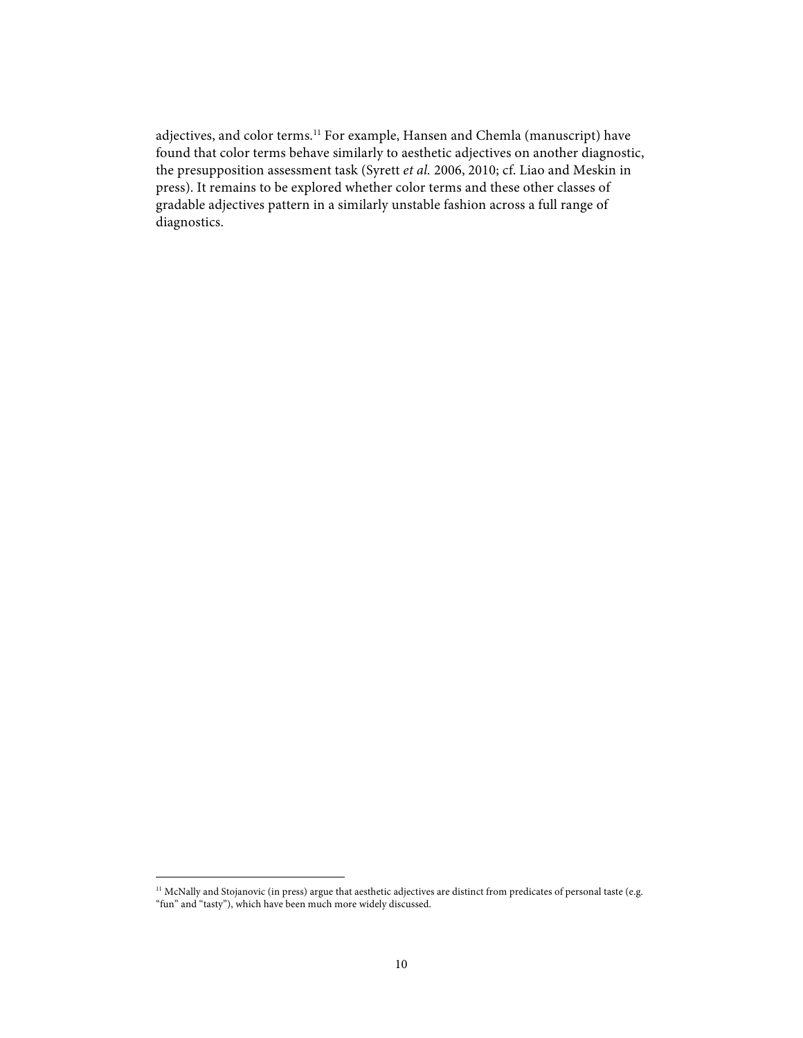adjectives, and color terms.[11] For example, Hansen and Chemla (manuscript) have found that color terms behave similarly to aesthetic adjectives on another diagnostic, the presupposition assessment task (Syrett *et al.* 2006, 2010; cf. Liao and Meskin in press). It remains to be explored whether color terms and these other classes of gradable adjectives pattern in a similarly unstable fashion across a full range of diagnostics.

---

[11] McNally and Stojanovic (in press) argue that aesthetic adjectives are distinct from predicates of personal taste (e.g. "fun" and "tasty"), which have been much more widely discussed.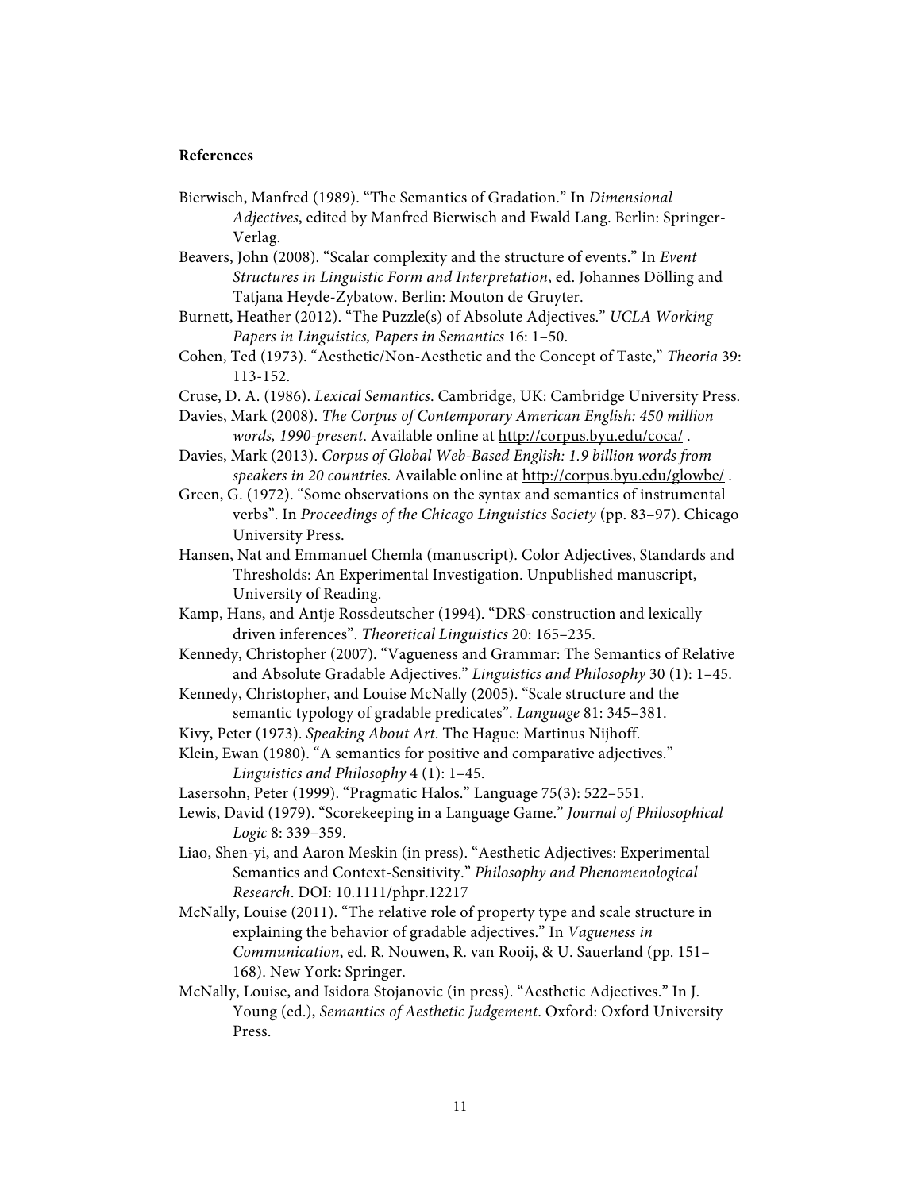**References**

Bierwisch, Manfred (1989). "The Semantics of Gradation." In *Dimensional Adjectives*, edited by Manfred Bierwisch and Ewald Lang. Berlin: Springer-Verlag.

Beavers, John (2008). "Scalar complexity and the structure of events." In *Event Structures in Linguistic Form and Interpretation*, ed. Johannes Dölling and Tatjana Heyde-Zybatow. Berlin: Mouton de Gruyter.

Burnett, Heather (2012). "The Puzzle(s) of Absolute Adjectives." *UCLA Working Papers in Linguistics, Papers in Semantics* 16: 1–50.

Cohen, Ted (1973). "Aesthetic/Non-Aesthetic and the Concept of Taste," *Theoria* 39: 113-152.

Cruse, D. A. (1986). *Lexical Semantics*. Cambridge, UK: Cambridge University Press.

Davies, Mark (2008). *The Corpus of Contemporary American English: 450 million words, 1990-present*. Available online at http://corpus.byu.edu/coca/ .

Davies, Mark (2013). *Corpus of Global Web-Based English: 1.9 billion words from speakers in 20 countries*. Available online at http://corpus.byu.edu/glowbe/ .

Green, G. (1972). "Some observations on the syntax and semantics of instrumental verbs". In *Proceedings of the Chicago Linguistics Society* (pp. 83–97). Chicago University Press.

Hansen, Nat and Emmanuel Chemla (manuscript). Color Adjectives, Standards and Thresholds: An Experimental Investigation. Unpublished manuscript, University of Reading.

Kamp, Hans, and Antje Rossdeutscher (1994). "DRS-construction and lexically driven inferences". *Theoretical Linguistics* 20: 165–235.

Kennedy, Christopher (2007). "Vagueness and Grammar: The Semantics of Relative and Absolute Gradable Adjectives." *Linguistics and Philosophy* 30 (1): 1–45.

Kennedy, Christopher, and Louise McNally (2005). "Scale structure and the semantic typology of gradable predicates". *Language* 81: 345–381.

Kivy, Peter (1973). *Speaking About Art*. The Hague: Martinus Nijhoff.

Klein, Ewan (1980). "A semantics for positive and comparative adjectives." *Linguistics and Philosophy* 4 (1): 1–45.

Lasersohn, Peter (1999). "Pragmatic Halos." Language 75(3): 522–551.

Lewis, David (1979). "Scorekeeping in a Language Game." *Journal of Philosophical Logic* 8: 339–359.

Liao, Shen-yi, and Aaron Meskin (in press). "Aesthetic Adjectives: Experimental Semantics and Context-Sensitivity." *Philosophy and Phenomenological Research*. DOI: 10.1111/phpr.12217

McNally, Louise (2011). "The relative role of property type and scale structure in explaining the behavior of gradable adjectives." In *Vagueness in Communication*, ed. R. Nouwen, R. van Rooij, & U. Sauerland (pp. 151–168). New York: Springer.

McNally, Louise, and Isidora Stojanovic (in press). "Aesthetic Adjectives." In J. Young (ed.), *Semantics of Aesthetic Judgement*. Oxford: Oxford University Press.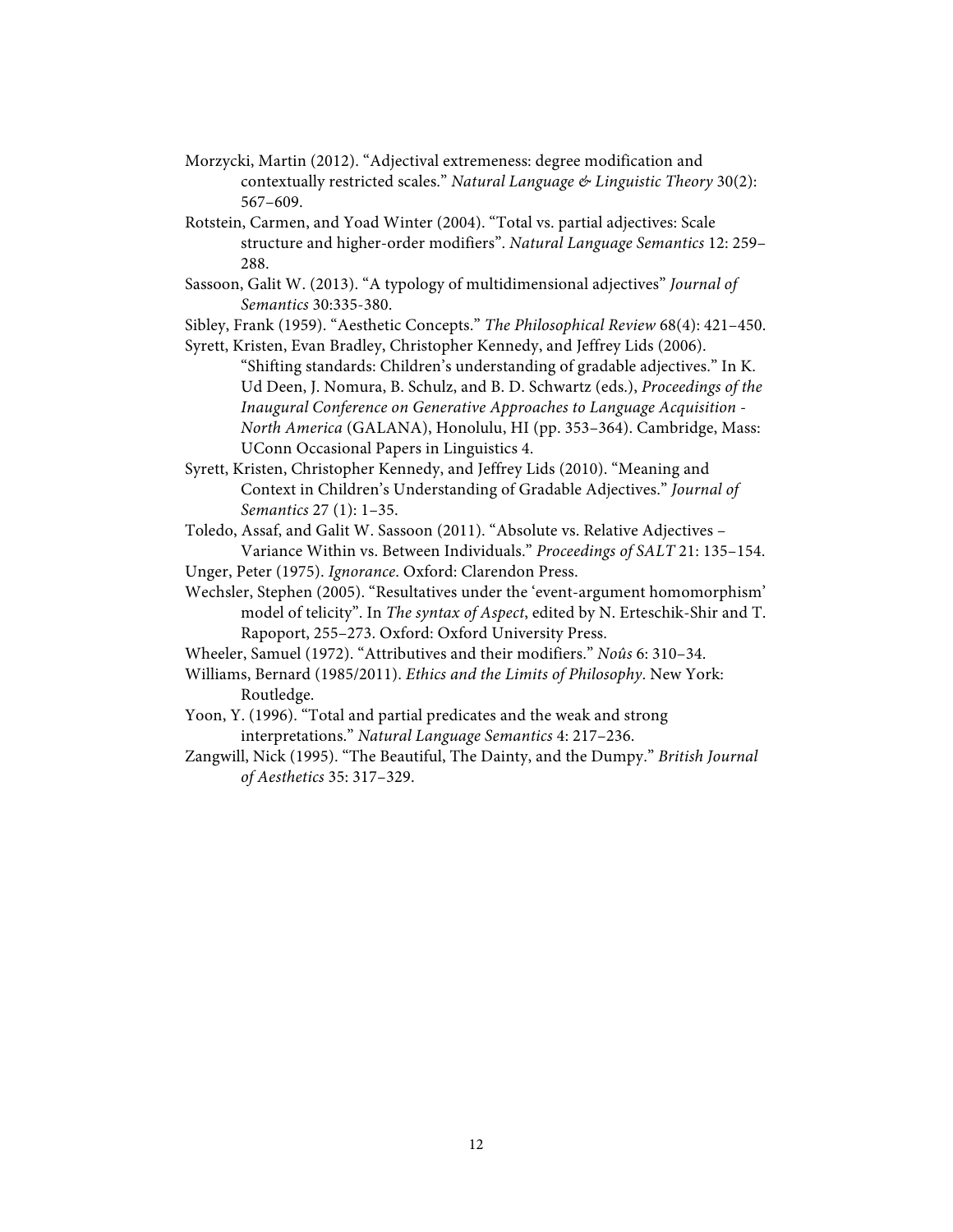Morzycki, Martin (2012). "Adjectival extremeness: degree modification and contextually restricted scales." *Natural Language & Linguistic Theory* 30(2): 567–609.

Rotstein, Carmen, and Yoad Winter (2004). "Total vs. partial adjectives: Scale structure and higher-order modifiers". *Natural Language Semantics* 12: 259–288.

Sassoon, Galit W. (2013). "A typology of multidimensional adjectives" *Journal of Semantics* 30:335-380.

Sibley, Frank (1959). "Aesthetic Concepts." *The Philosophical Review* 68(4): 421–450.

Syrett, Kristen, Evan Bradley, Christopher Kennedy, and Jeffrey Lids (2006). "Shifting standards: Children's understanding of gradable adjectives." In K. Ud Deen, J. Nomura, B. Schulz, and B. D. Schwartz (eds.), *Proceedings of the Inaugural Conference on Generative Approaches to Language Acquisition - North America* (GALANA), Honolulu, HI (pp. 353–364). Cambridge, Mass: UConn Occasional Papers in Linguistics 4.

Syrett, Kristen, Christopher Kennedy, and Jeffrey Lids (2010). "Meaning and Context in Children's Understanding of Gradable Adjectives." *Journal of Semantics* 27 (1): 1–35.

Toledo, Assaf, and Galit W. Sassoon (2011). "Absolute vs. Relative Adjectives – Variance Within vs. Between Individuals." *Proceedings of SALT* 21: 135–154.

Unger, Peter (1975). *Ignorance*. Oxford: Clarendon Press.

Wechsler, Stephen (2005). "Resultatives under the 'event-argument homomorphism' model of telicity". In *The syntax of Aspect*, edited by N. Erteschik-Shir and T. Rapoport, 255–273. Oxford: Oxford University Press.

Wheeler, Samuel (1972). "Attributives and their modifiers." *Noûs* 6: 310–34.

Williams, Bernard (1985/2011). *Ethics and the Limits of Philosophy*. New York: Routledge.

Yoon, Y. (1996). "Total and partial predicates and the weak and strong interpretations." *Natural Language Semantics* 4: 217–236.

Zangwill, Nick (1995). "The Beautiful, The Dainty, and the Dumpy." *British Journal of Aesthetics* 35: 317–329.